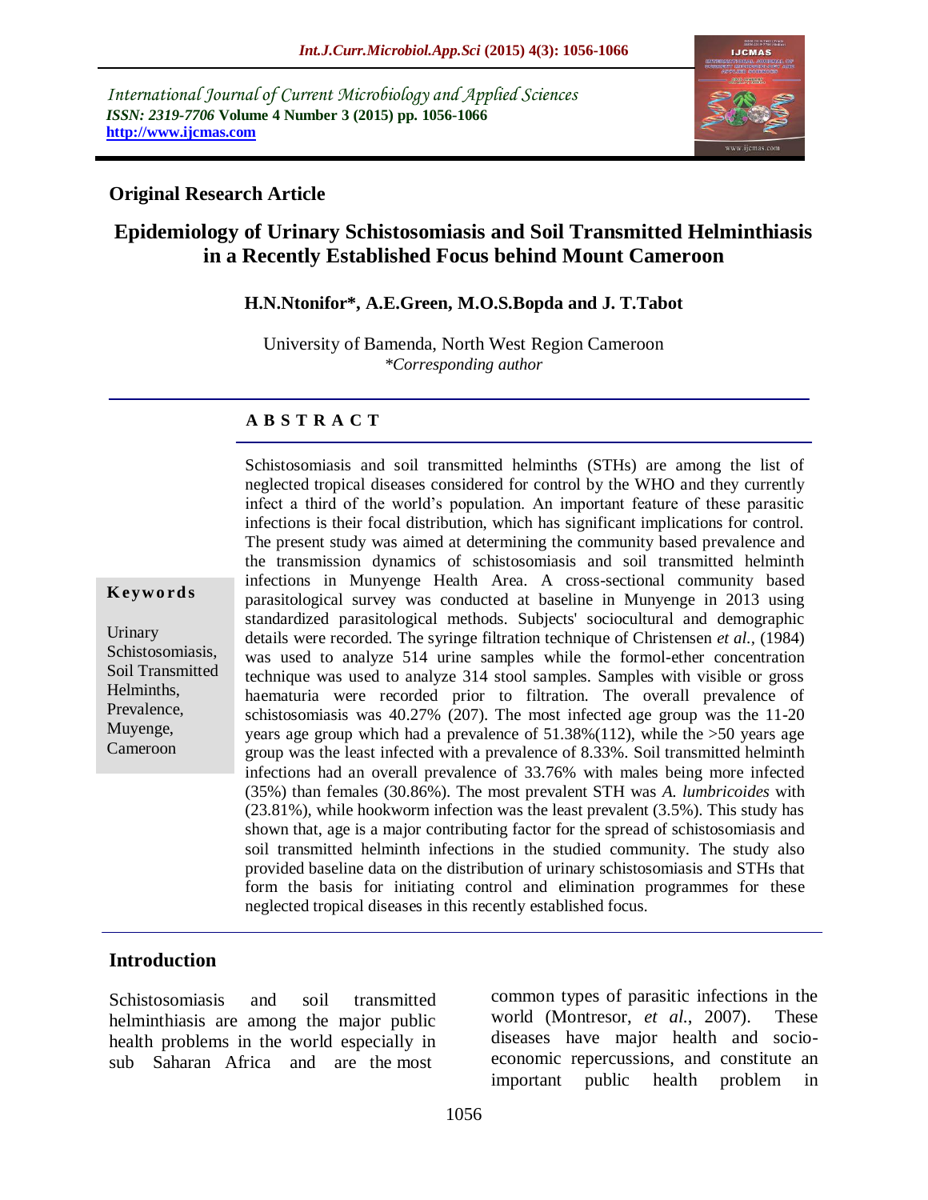International Journal of Current Microbiology and Applied Sciences
*ISSN: 2319-7706* **Volume 4 Number 3 (2015) pp. 1056-1066**
**http://www.ijcmas.com**

## Original Research Article

# Epidemiology of Urinary Schistosomiasis and Soil Transmitted Helminthiasis in a Recently Established Focus behind Mount Cameroon

**H.N.Ntonifor\*, A.E.Green, M.O.S.Bopda and J. T.Tabot**

University of Bamenda, North West Region Cameroon
*\*Corresponding author*

## A B S T R A C T

**Keywords**

Urinary Schistosomiasis, Soil Transmitted Helminths, Prevalence, Muyenge, Cameroon

Schistosomiasis and soil transmitted helminths (STHs) are among the list of neglected tropical diseases considered for control by the WHO and they currently infect a third of the world's population. An important feature of these parasitic infections is their focal distribution, which has significant implications for control. The present study was aimed at determining the community based prevalence and the transmission dynamics of schistosomiasis and soil transmitted helminth infections in Munyenge Health Area. A cross-sectional community based parasitological survey was conducted at baseline in Munyenge in 2013 using standardized parasitological methods. Subjects' sociocultural and demographic details were recorded. The syringe filtration technique of Christensen *et al.,* (1984) was used to analyze 514 urine samples while the formol-ether concentration technique was used to analyze 314 stool samples. Samples with visible or gross haematuria were recorded prior to filtration. The overall prevalence of schistosomiasis was 40.27% (207). The most infected age group was the 11-20 years age group which had a prevalence of 51.38%(112), while the >50 years age group was the least infected with a prevalence of 8.33%. Soil transmitted helminth infections had an overall prevalence of 33.76% with males being more infected (35%) than females (30.86%). The most prevalent STH was *A. lumbricoides* with (23.81%), while hookworm infection was the least prevalent (3.5%). This study has shown that, age is a major contributing factor for the spread of schistosomiasis and soil transmitted helminth infections in the studied community. The study also provided baseline data on the distribution of urinary schistosomiasis and STHs that form the basis for initiating control and elimination programmes for these neglected tropical diseases in this recently established focus.

## Introduction

Schistosomiasis and soil transmitted helminthiasis are among the major public health problems in the world especially in sub Saharan Africa and are the most common types of parasitic infections in the world (Montresor, *et al.*, 2007). These diseases have major health and socio-economic repercussions, and constitute an important public health problem in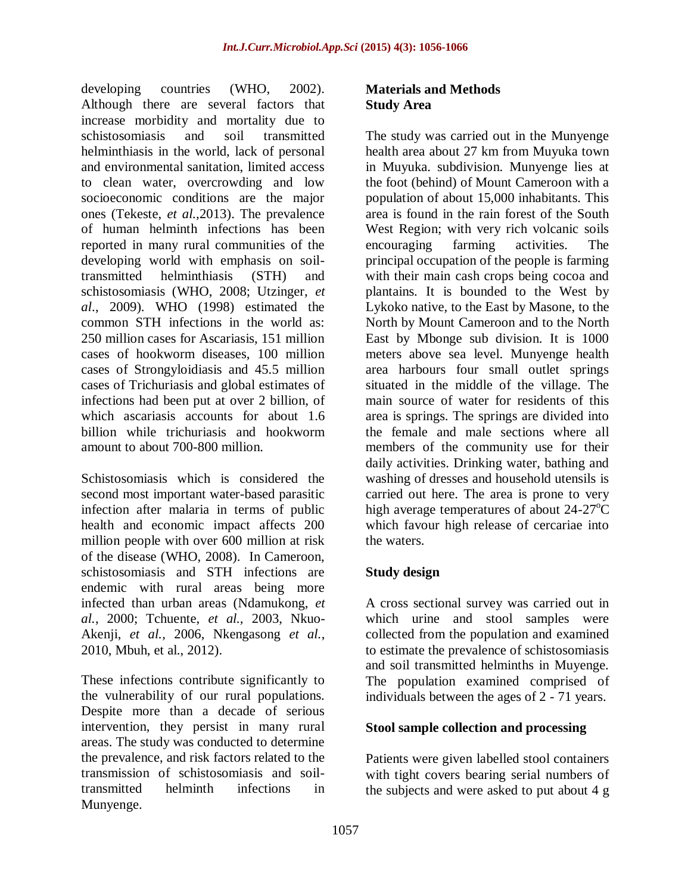developing countries (WHO, 2002). Although there are several factors that increase morbidity and mortality due to schistosomiasis and soil transmitted helminthiasis in the world, lack of personal and environmental sanitation, limited access to clean water, overcrowding and low socioeconomic conditions are the major ones (Tekeste, *et al.*,2013). The prevalence of human helminth infections has been reported in many rural communities of the developing world with emphasis on soil-transmitted helminthiasis (STH) and schistosomiasis (WHO, 2008; Utzinger, *et al*., 2009). WHO (1998) estimated the common STH infections in the world as: 250 million cases for Ascariasis, 151 million cases of hookworm diseases, 100 million cases of Strongyloidiasis and 45.5 million cases of Trichuriasis and global estimates of infections had been put at over 2 billion, of which ascariasis accounts for about 1.6 billion while trichuriasis and hookworm amount to about 700-800 million.

Schistosomiasis which is considered the second most important water-based parasitic infection after malaria in terms of public health and economic impact affects 200 million people with over 600 million at risk of the disease (WHO, 2008). In Cameroon, schistosomiasis and STH infections are endemic with rural areas being more infected than urban areas (Ndamukong, *et al.*, 2000; Tchuente, *et al.*, 2003, Nkuo-Akenji, *et al.*, 2006, Nkengasong *et al.*, 2010, Mbuh, et al., 2012).

These infections contribute significantly to the vulnerability of our rural populations. Despite more than a decade of serious intervention, they persist in many rural areas. The study was conducted to determine the prevalence, and risk factors related to the transmission of schistosomiasis and soil-transmitted helminth infections in Munyenge.

## Materials and Methods

### Study Area

The study was carried out in the Munyenge health area about 27 km from Muyuka town in Muyuka. subdivision. Munyenge lies at the foot (behind) of Mount Cameroon with a population of about 15,000 inhabitants. This area is found in the rain forest of the South West Region; with very rich volcanic soils encouraging farming activities. The principal occupation of the people is farming with their main cash crops being cocoa and plantains. It is bounded to the West by Lykoko native, to the East by Masone, to the North by Mount Cameroon and to the North East by Mbonge sub division. It is 1000 meters above sea level. Munyenge health area harbours four small outlet springs situated in the middle of the village. The main source of water for residents of this area is springs. The springs are divided into the female and male sections where all members of the community use for their daily activities. Drinking water, bathing and washing of dresses and household utensils is carried out here. The area is prone to very high average temperatures of about 24-27$^{o}$C which favour high release of cercariae into the waters.

### Study design

A cross sectional survey was carried out in which urine and stool samples were collected from the population and examined to estimate the prevalence of schistosomiasis and soil transmitted helminths in Muyenge. The population examined comprised of individuals between the ages of 2 - 71 years.

### Stool sample collection and processing

Patients were given labelled stool containers with tight covers bearing serial numbers of the subjects and were asked to put about 4 g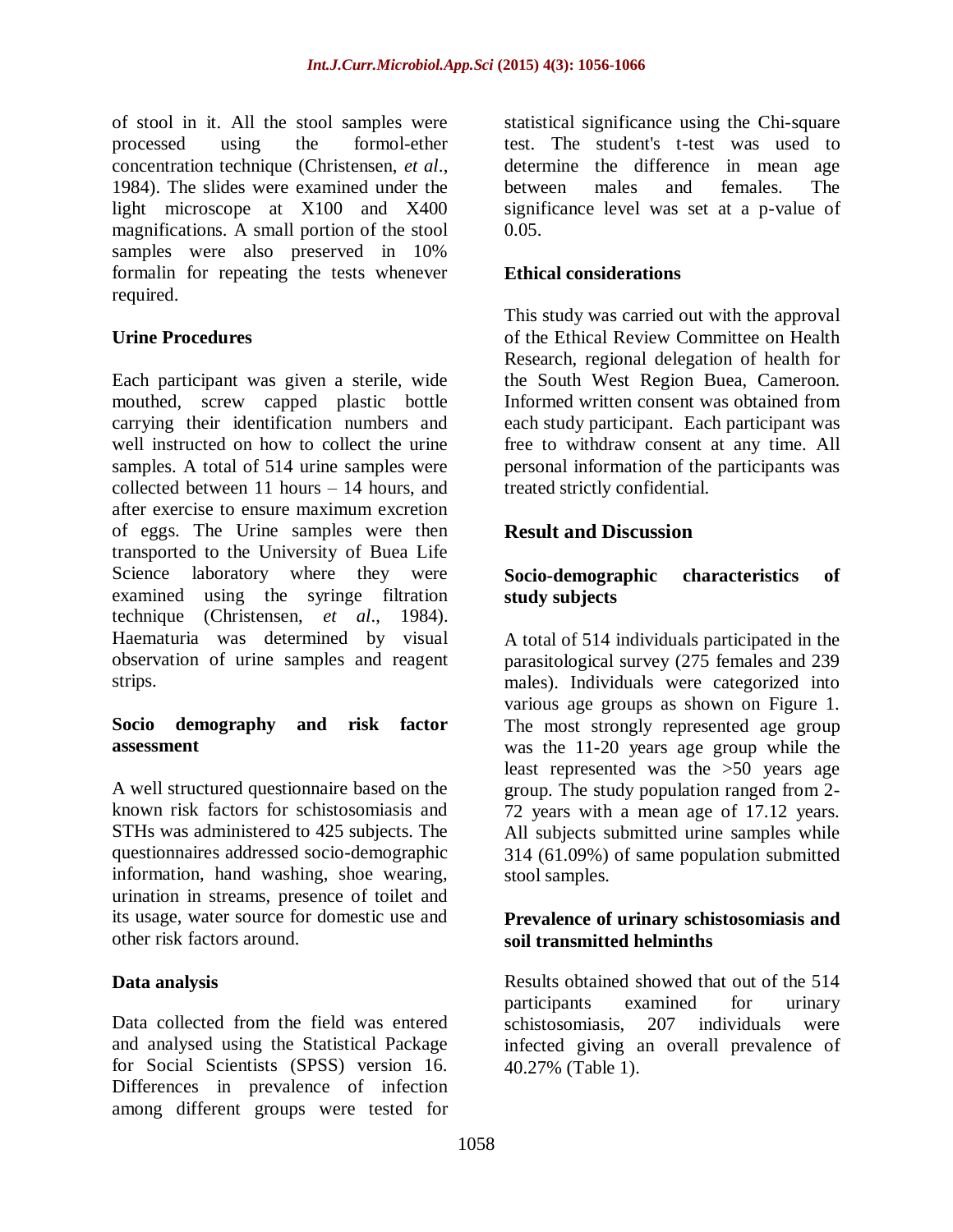of stool in it. All the stool samples were processed using the formol-ether concentration technique (Christensen, *et al*., 1984). The slides were examined under the light microscope at X100 and X400 magnifications. A small portion of the stool samples were also preserved in 10% formalin for repeating the tests whenever required.

### Urine Procedures

Each participant was given a sterile, wide mouthed, screw capped plastic bottle carrying their identification numbers and well instructed on how to collect the urine samples. A total of 514 urine samples were collected between 11 hours – 14 hours, and after exercise to ensure maximum excretion of eggs. The Urine samples were then transported to the University of Buea Life Science laboratory where they were examined using the syringe filtration technique (Christensen, *et al*., 1984). Haematuria was determined by visual observation of urine samples and reagent strips.

### Socio demography and risk factor assessment

A well structured questionnaire based on the known risk factors for schistosomiasis and STHs was administered to 425 subjects. The questionnaires addressed socio-demographic information, hand washing, shoe wearing, urination in streams, presence of toilet and its usage, water source for domestic use and other risk factors around.

### Data analysis

Data collected from the field was entered and analysed using the Statistical Package for Social Scientists (SPSS) version 16. Differences in prevalence of infection among different groups were tested for statistical significance using the Chi-square test. The student's t-test was used to determine the difference in mean age between males and females. The significance level was set at a p-value of 0.05.

### Ethical considerations

This study was carried out with the approval of the Ethical Review Committee on Health Research, regional delegation of health for the South West Region Buea, Cameroon. Informed written consent was obtained from each study participant. Each participant was free to withdraw consent at any time. All personal information of the participants was treated strictly confidential.

## Result and Discussion

### Socio-demographic characteristics of study subjects

A total of 514 individuals participated in the parasitological survey (275 females and 239 males). Individuals were categorized into various age groups as shown on Figure 1. The most strongly represented age group was the 11-20 years age group while the least represented was the >50 years age group. The study population ranged from 2-72 years with a mean age of 17.12 years. All subjects submitted urine samples while 314 (61.09%) of same population submitted stool samples.

### Prevalence of urinary schistosomiasis and soil transmitted helminths

Results obtained showed that out of the 514 participants examined for urinary schistosomiasis, 207 individuals were infected giving an overall prevalence of 40.27% (Table 1).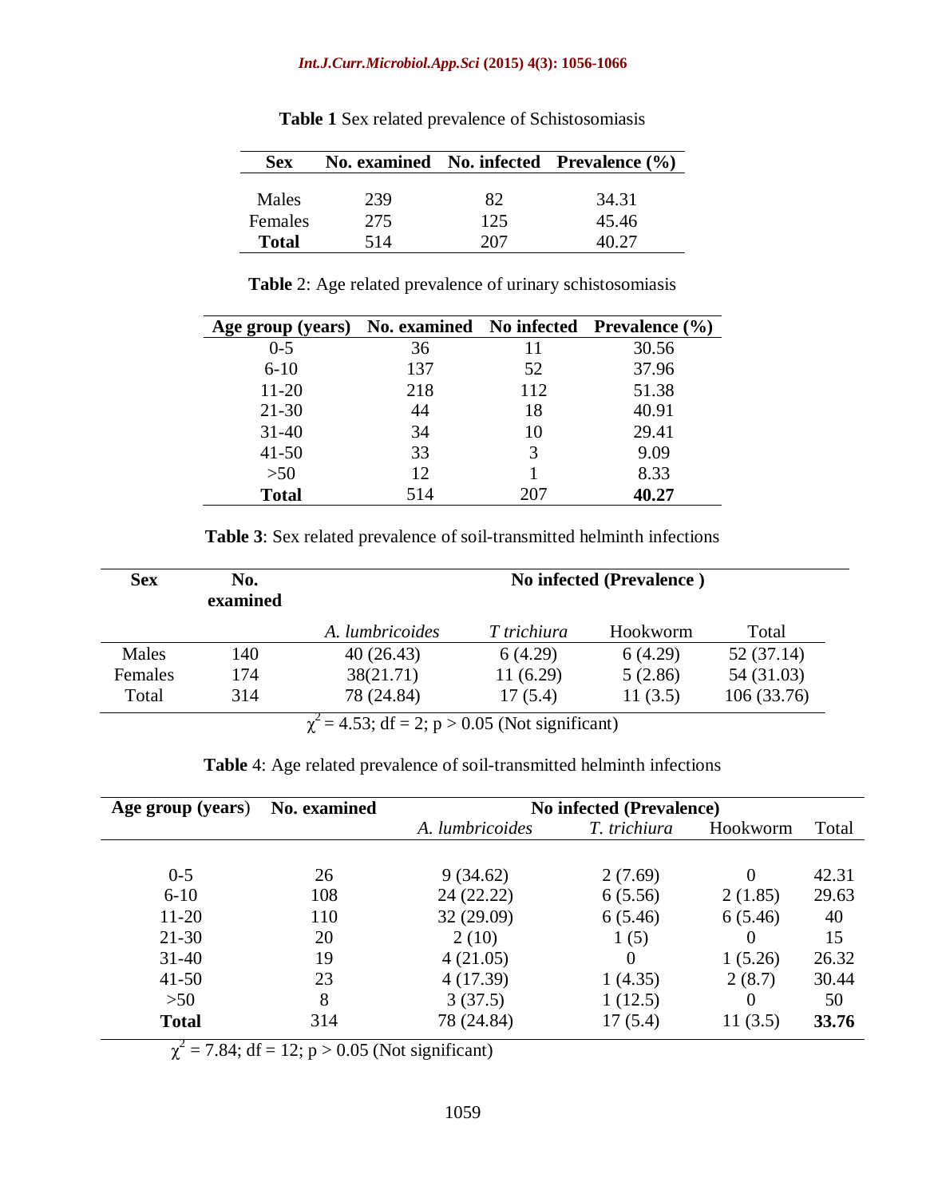**Table 1** Sex related prevalence of Schistosomiasis

| Sex | No. examined | No. infected | Prevalence (%) |
|---|---|---|---|
| Males | 239 | 82 | 34.31 |
| Females | 275 | 125 | 45.46 |
| **Total** | 514 | 207 | 40.27 |

**Table** 2: Age related prevalence of urinary schistosomiasis

| Age group (years) | No. examined | No infected | Prevalence (%) |
|---|---|---|---|
| 0-5 | 36 | 11 | 30.56 |
| 6-10 | 137 | 52 | 37.96 |
| 11-20 | 218 | 112 | 51.38 |
| 21-30 | 44 | 18 | 40.91 |
| 31-40 | 34 | 10 | 29.41 |
| 41-50 | 33 | 3 | 9.09 |
| >50 | 12 | 1 | 8.33 |
| **Total** | 514 | 207 | **40.27** |

**Table 3**: Sex related prevalence of soil-transmitted helminth infections

| Sex | No. examined | No infected (Prevalence ) | | | |
|---|---|---|---|---|---|
| | | *A. lumbricoides* | *T trichiura* | Hookworm | Total |
| Males | 140 | 40 (26.43) | 6 (4.29) | 6 (4.29) | 52 (37.14) |
| Females | 174 | 38(21.71) | 11 (6.29) | 5 (2.86) | 54 (31.03) |
| Total | 314 | 78 (24.84) | 17 (5.4) | 11 (3.5) | 106 (33.76) |

$\chi^2 = 4.53$; df = 2; $p > 0.05$ (Not significant)

**Table** 4: Age related prevalence of soil-transmitted helminth infections

| Age group (years) | No. examined | No infected (Prevalence) | | | |
|---|---|---|---|---|---|
| | | *A. lumbricoides* | *T. trichiura* | Hookworm | Total |
| 0-5 | 26 | 9 (34.62) | 2 (7.69) | 0 | 42.31 |
| 6-10 | 108 | 24 (22.22) | 6 (5.56) | 2 (1.85) | 29.63 |
| 11-20 | 110 | 32 (29.09) | 6 (5.46) | 6 (5.46) | 40 |
| 21-30 | 20 | 2 (10) | 1 (5) | 0 | 15 |
| 31-40 | 19 | 4 (21.05) | 0 | 1 (5.26) | 26.32 |
| 41-50 | 23 | 4 (17.39) | 1 (4.35) | 2 (8.7) | 30.44 |
| >50 | 8 | 3 (37.5) | 1 (12.5) | 0 | 50 |
| **Total** | 314 | 78 (24.84) | 17 (5.4) | 11 (3.5) | **33.76** |

$\chi^2 = 7.84$; df = 12; $p > 0.05$ (Not significant)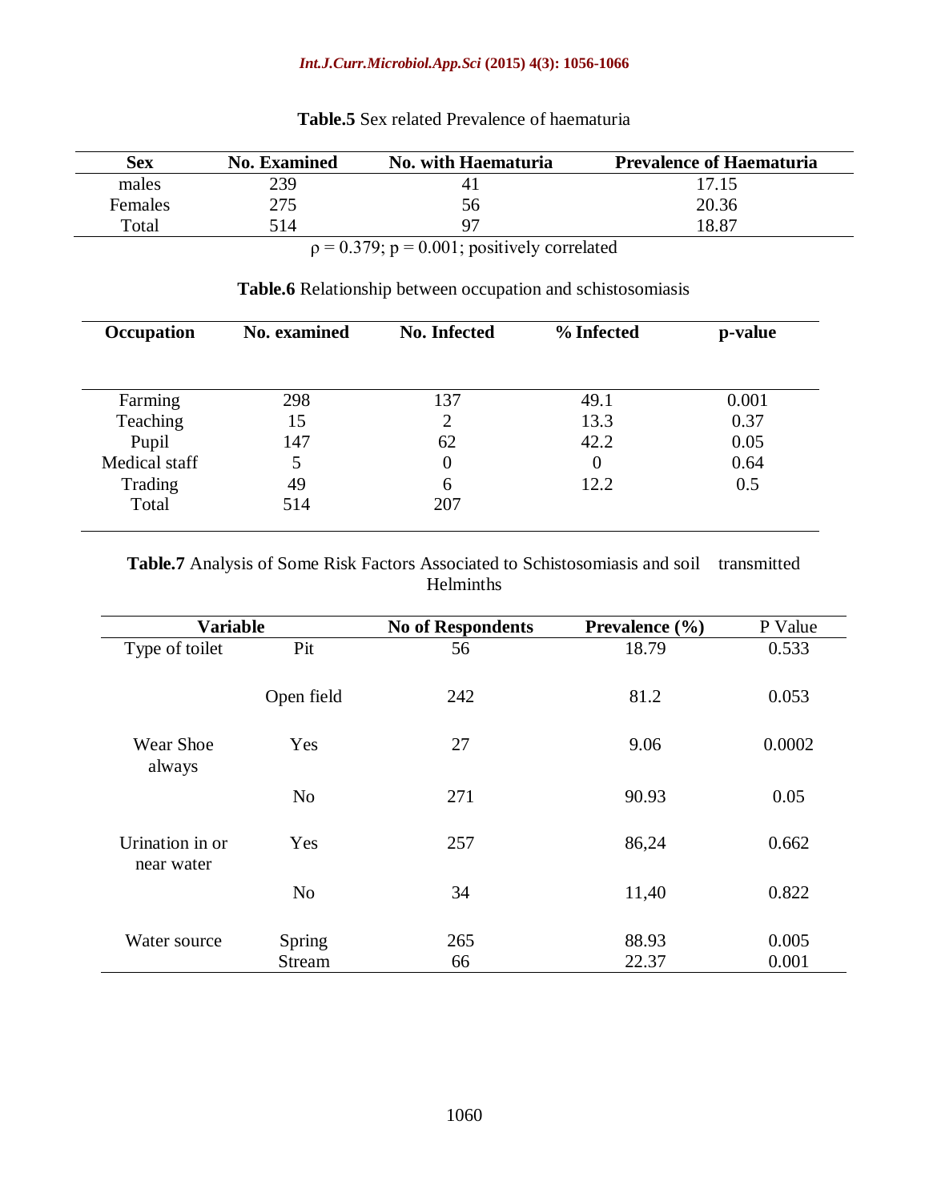**Table.5** Sex related Prevalence of haematuria

| Sex | No. Examined | No. with Haematuria | Prevalence of Haematuria |
|---|---|---|---|
| males | 239 | 41 | 17.15 |
| Females | 275 | 56 | 20.36 |
| Total | 514 | 97 | 18.87 |

$\rho = 0.379$; $p = 0.001$; positively correlated

**Table.6** Relationship between occupation and schistosomiasis

| Occupation | No. examined | No. Infected | % Infected | p-value |
|---|---|---|---|---|
| Farming | 298 | 137 | 49.1 | 0.001 |
| Teaching | 15 | 2 | 13.3 | 0.37 |
| Pupil | 147 | 62 | 42.2 | 0.05 |
| Medical staff | 5 | 0 | 0 | 0.64 |
| Trading | 49 | 6 | 12.2 | 0.5 |
| Total | 514 | 207 | | |

**Table.7** Analysis of Some Risk Factors Associated to Schistosomiasis and soil transmitted Helminths

| Variable | | No of Respondents | Prevalence (%) | P Value |
|---|---|---|---|---|
| Type of toilet | Pit | 56 | 18.79 | 0.533 |
| | Open field | 242 | 81.2 | 0.053 |
| Wear Shoe always | Yes | 27 | 9.06 | 0.0002 |
| | No | 271 | 90.93 | 0.05 |
| Urination in or near water | Yes | 257 | 86,24 | 0.662 |
| | No | 34 | 11,40 | 0.822 |
| Water source | Spring | 265 | 88.93 | 0.005 |
| | Stream | 66 | 22.37 | 0.001 |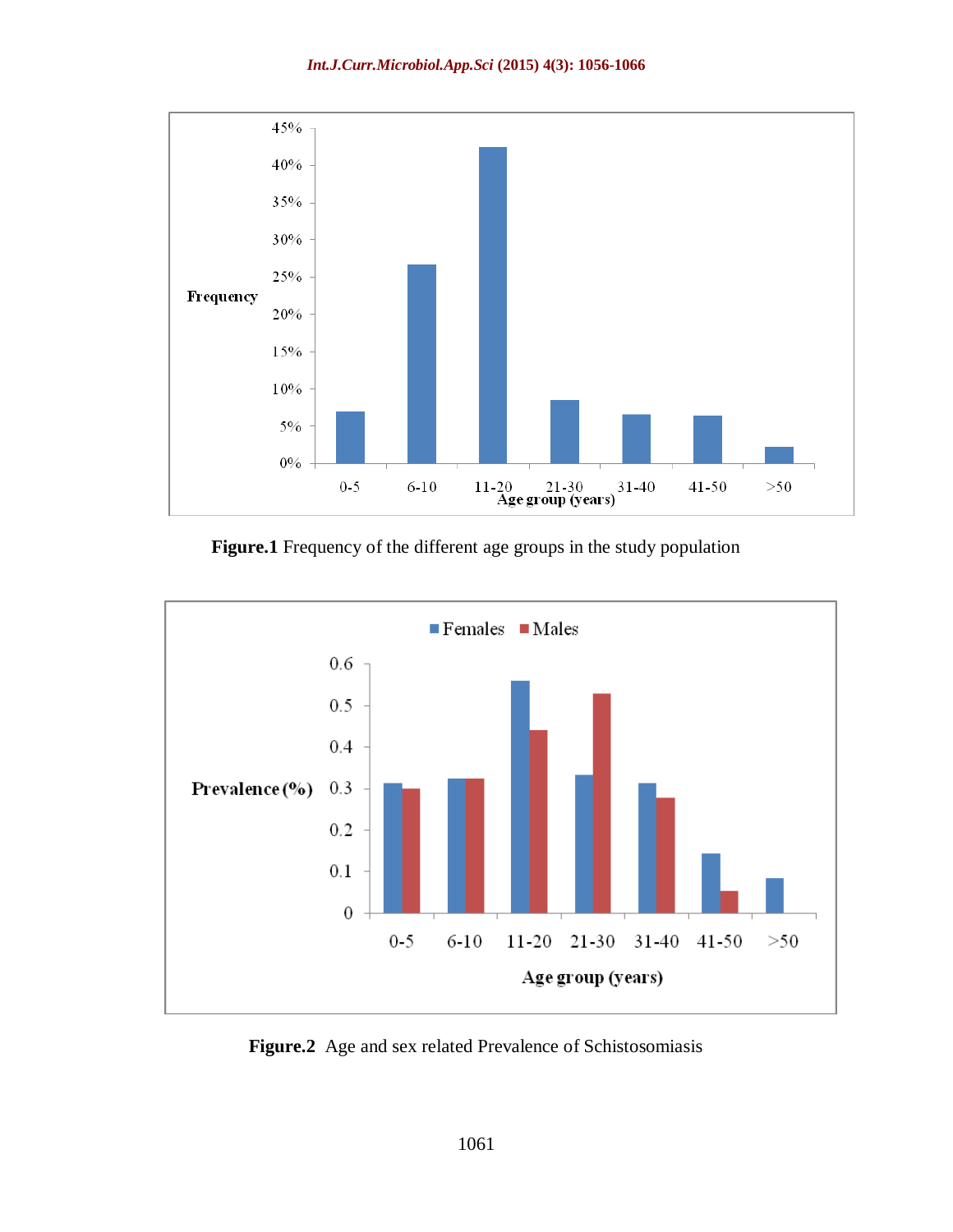45%
40%
35%
30%
25%
20%
15%
10%
5%
0%

Frequency

0-5
6-10
11-20
21-30
31-40
41-50
>50

Age group (years)

**Figure.1** Frequency of the different age groups in the study population

Females
Males

0.6
0.5
0.4
0.3
0.2
0.1
0

Prevalence (%)

0-5
6-10
11-20
21-30
31-40
41-50
>50

Age group (years)

**Figure.2** Age and sex related Prevalence of Schistosomiasis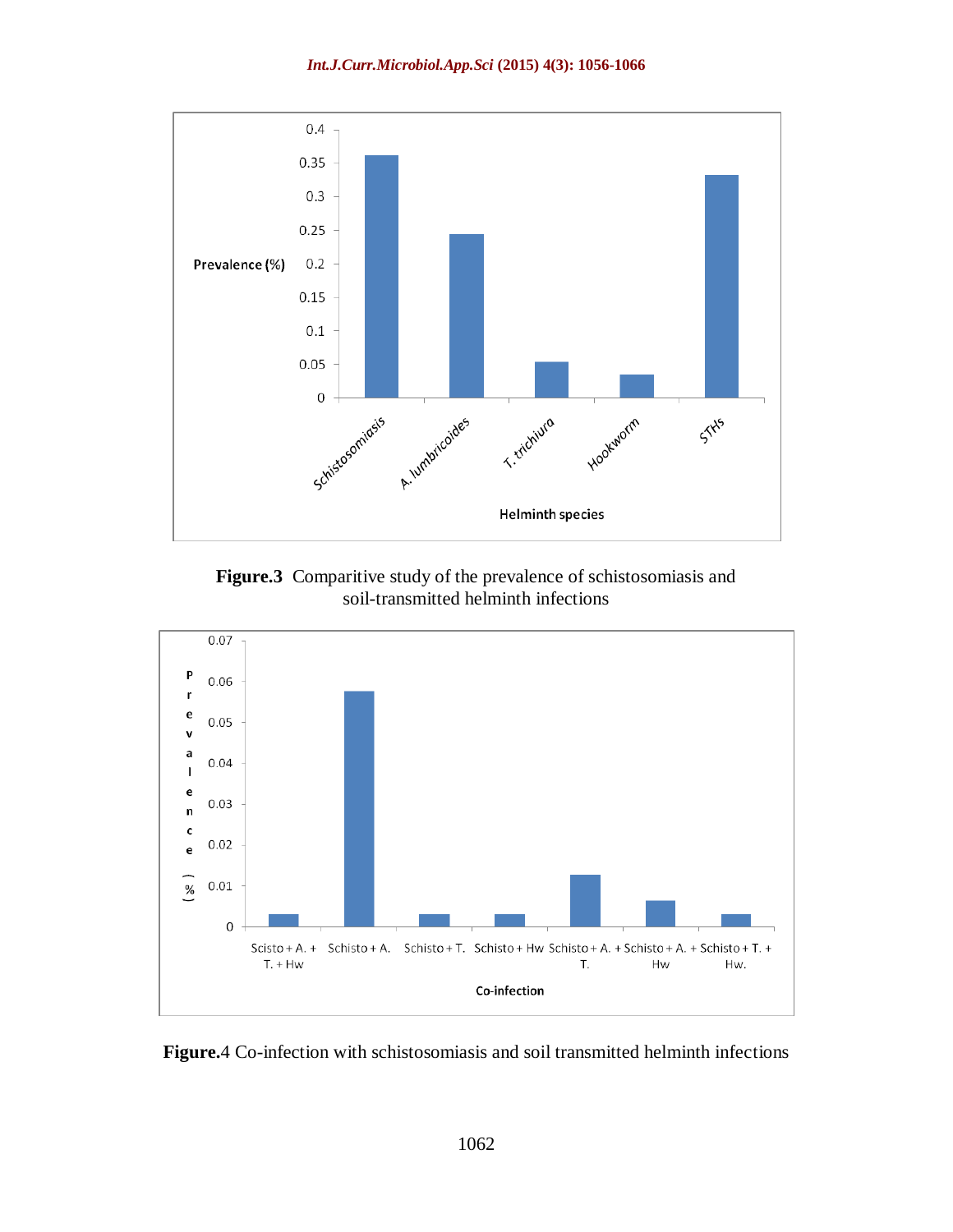Prevalence (%)

0.4
0.35
0.3
0.25
0.2
0.15
0.1
0.05
0

Schistosomiasis
A. lumbricoides
T. trichiura
Hookworm
STHs

Helminth species

**Figure.3** Comparitive study of the prevalence of schistosomiasis and soil-transmitted helminth infections

Prevalence (%)

0.07
0.06
0.05
0.04
0.03
0.02
0.01
0

Scisto + A. + T. + Hw
Schisto + A.
Schisto + T.
Schisto + Hw
Schisto + A. + T.
Schisto + A. + Hw
Schisto + T. + Hw.

Co-infection

**Figure.**4 Co-infection with schistosomiasis and soil transmitted helminth infections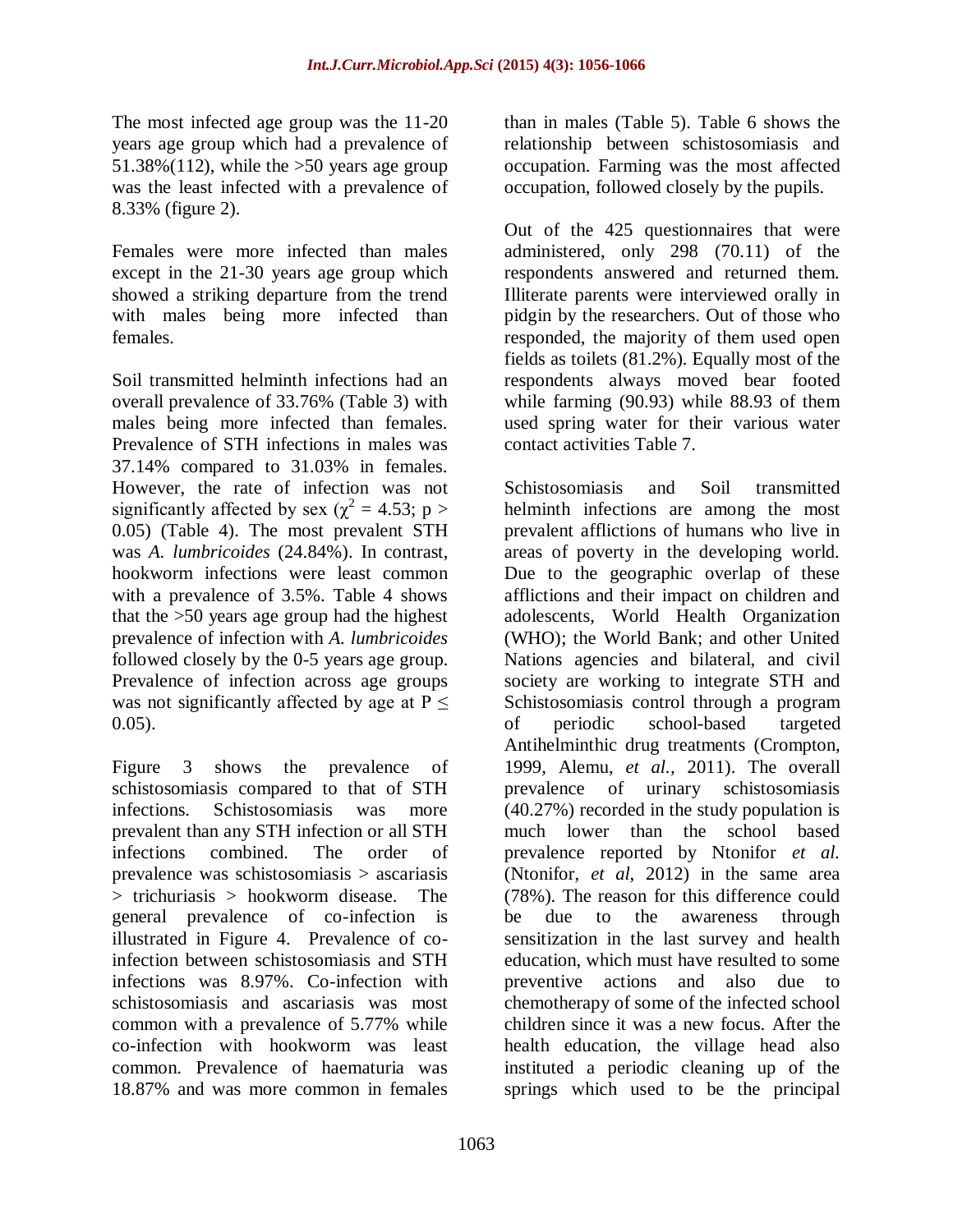The most infected age group was the 11-20 years age group which had a prevalence of 51.38%(112), while the >50 years age group was the least infected with a prevalence of 8.33% (figure 2).

Females were more infected than males except in the 21-30 years age group which showed a striking departure from the trend with males being more infected than females.

Soil transmitted helminth infections had an overall prevalence of 33.76% (Table 3) with males being more infected than females. Prevalence of STH infections in males was 37.14% compared to 31.03% in females. However, the rate of infection was not significantly affected by sex ($\chi^2 = 4.53$; $p > 0.05$) (Table 4). The most prevalent STH was *A. lumbricoides* (24.84%). In contrast, hookworm infections were least common with a prevalence of 3.5%. Table 4 shows that the >50 years age group had the highest prevalence of infection with *A. lumbricoides* followed closely by the 0-5 years age group. Prevalence of infection across age groups was not significantly affected by age at $P \leq 0.05$).

Figure 3 shows the prevalence of schistosomiasis compared to that of STH infections. Schistosomiasis was more prevalent than any STH infection or all STH infections combined. The order of prevalence was schistosomiasis > ascariasis > trichuriasis > hookworm disease. The general prevalence of co-infection is illustrated in Figure 4. Prevalence of co-infection between schistosomiasis and STH infections was 8.97%. Co-infection with schistosomiasis and ascariasis was most common with a prevalence of 5.77% while co-infection with hookworm was least common. Prevalence of haematuria was 18.87% and was more common in females than in males (Table 5). Table 6 shows the relationship between schistosomiasis and occupation. Farming was the most affected occupation, followed closely by the pupils.

Out of the 425 questionnaires that were administered, only 298 (70.11) of the respondents answered and returned them. Illiterate parents were interviewed orally in pidgin by the researchers. Out of those who responded, the majority of them used open fields as toilets (81.2%). Equally most of the respondents always moved bear footed while farming (90.93) while 88.93 of them used spring water for their various water contact activities Table 7.

Schistosomiasis and Soil transmitted helminth infections are among the most prevalent afflictions of humans who live in areas of poverty in the developing world. Due to the geographic overlap of these afflictions and their impact on children and adolescents, World Health Organization (WHO); the World Bank; and other United Nations agencies and bilateral, and civil society are working to integrate STH and Schistosomiasis control through a program of periodic school-based targeted Antihelminthic drug treatments (Crompton, 1999, Alemu, *et al.,* 2011). The overall prevalence of urinary schistosomiasis (40.27%) recorded in the study population is much lower than the school based prevalence reported by Ntonifor *et al.* (Ntonifor, *et al*, 2012) in the same area (78%). The reason for this difference could be due to the awareness through sensitization in the last survey and health education, which must have resulted to some preventive actions and also due to chemotherapy of some of the infected school children since it was a new focus. After the health education, the village head also instituted a periodic cleaning up of the springs which used to be the principal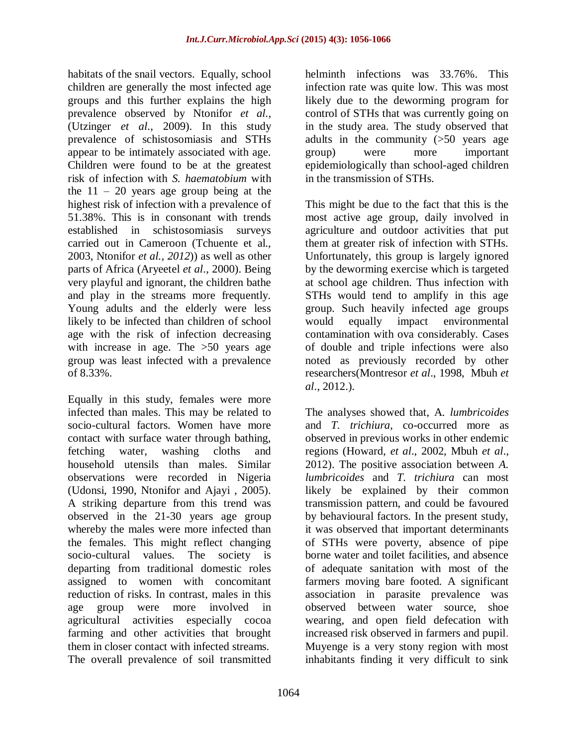habitats of the snail vectors. Equally, school children are generally the most infected age groups and this further explains the high prevalence observed by Ntonifor *et al.,* (Utzinger *et al.,* 2009). In this study prevalence of schistosomiasis and STHs appear to be intimately associated with age. Children were found to be at the greatest risk of infection with *S. haematobium* with the 11 – 20 years age group being at the highest risk of infection with a prevalence of 51.38%. This is in consonant with trends established in schistosomiasis surveys carried out in Cameroon (Tchuente et al., 2003, Ntonifor *et al., 2012*)) as well as other parts of Africa (Aryeetel *et al*., 2000). Being very playful and ignorant, the children bathe and play in the streams more frequently. Young adults and the elderly were less likely to be infected than children of school age with the risk of infection decreasing with increase in age. The >50 years age group was least infected with a prevalence of 8.33%.

Equally in this study, females were more infected than males. This may be related to socio-cultural factors. Women have more contact with surface water through bathing, fetching water, washing cloths and household utensils than males. Similar observations were recorded in Nigeria (Udonsi, 1990, Ntonifor and Ajayi , 2005). A striking departure from this trend was observed in the 21-30 years age group whereby the males were more infected than the females. This might reflect changing socio-cultural values. The society is departing from traditional domestic roles assigned to women with concomitant reduction of risks. In contrast, males in this age group were more involved in agricultural activities especially cocoa farming and other activities that brought them in closer contact with infected streams. The overall prevalence of soil transmitted helminth infections was 33.76%. This infection rate was quite low. This was most likely due to the deworming program for control of STHs that was currently going on in the study area. The study observed that adults in the community (>50 years age group) were more important epidemiologically than school-aged children in the transmission of STHs.

This might be due to the fact that this is the most active age group, daily involved in agriculture and outdoor activities that put them at greater risk of infection with STHs. Unfortunately, this group is largely ignored by the deworming exercise which is targeted at school age children. Thus infection with STHs would tend to amplify in this age group. Such heavily infected age groups would equally impact environmental contamination with ova considerably. Cases of double and triple infections were also noted as previously recorded by other researchers(Montresor *et al*., 1998, Mbuh *et al.,* 2012.).

The analyses showed that, A. *lumbricoides* and *T. trichiura*, co-occurred more as observed in previous works in other endemic regions (Howard, *et al*., 2002, Mbuh *et al*., 2012). The positive association between *A. lumbricoides* and *T. trichiura* can most likely be explained by their common transmission pattern, and could be favoured by behavioural factors. In the present study, it was observed that important determinants of STHs were poverty, absence of pipe borne water and toilet facilities, and absence of adequate sanitation with most of the farmers moving bare footed. A significant association in parasite prevalence was observed between water source, shoe wearing, and open field defecation with increased risk observed in farmers and pupil. Muyenge is a very stony region with most inhabitants finding it very difficult to sink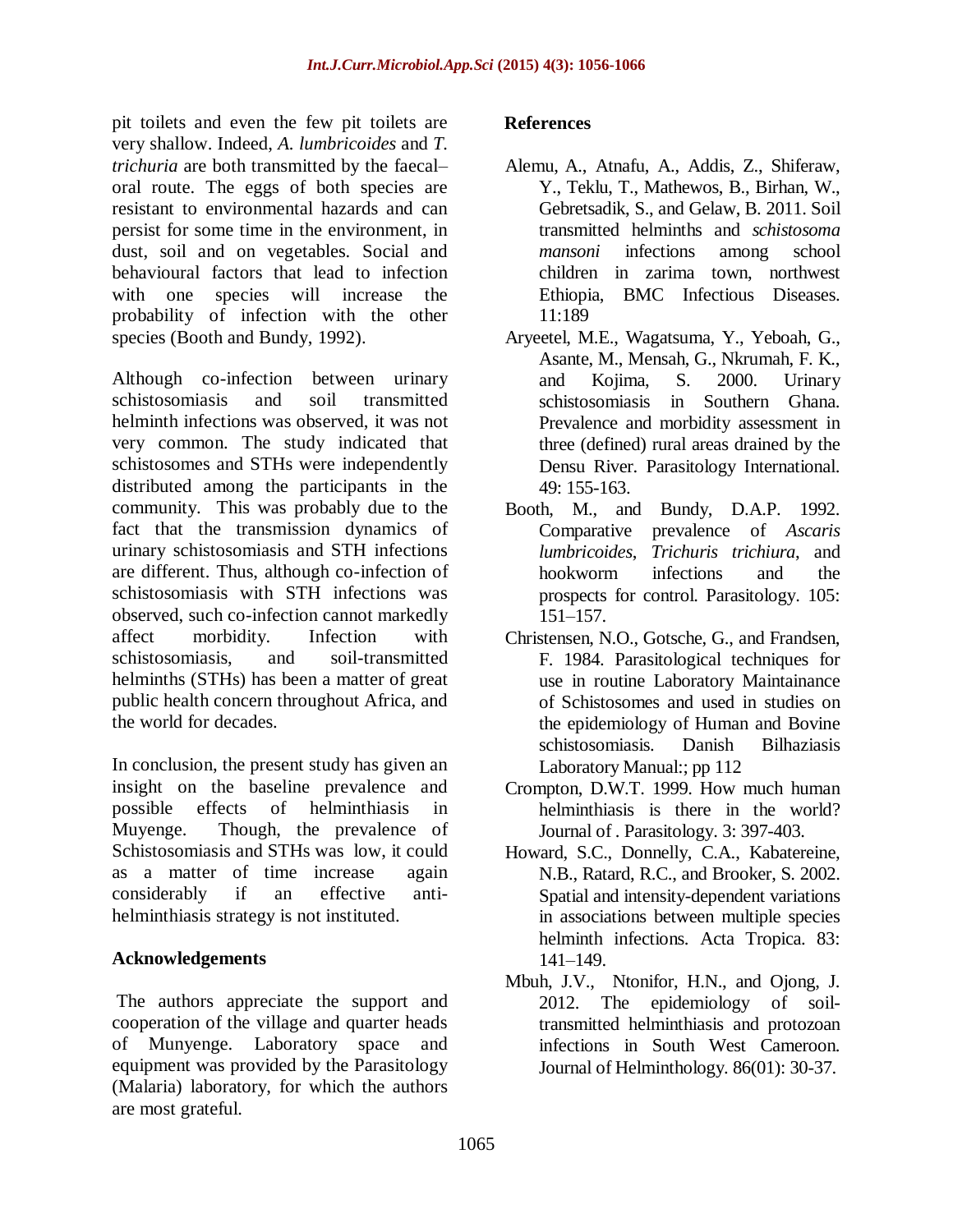pit toilets and even the few pit toilets are very shallow. Indeed, *A. lumbricoides* and *T. trichuria* are both transmitted by the faecal–oral route. The eggs of both species are resistant to environmental hazards and can persist for some time in the environment, in dust, soil and on vegetables. Social and behavioural factors that lead to infection with one species will increase the probability of infection with the other species (Booth and Bundy, 1992).

Although co-infection between urinary schistosomiasis and soil transmitted helminth infections was observed, it was not very common. The study indicated that schistosomes and STHs were independently distributed among the participants in the community. This was probably due to the fact that the transmission dynamics of urinary schistosomiasis and STH infections are different. Thus, although co-infection of schistosomiasis with STH infections was observed, such co-infection cannot markedly affect morbidity. Infection with schistosomiasis, and soil-transmitted helminths (STHs) has been a matter of great public health concern throughout Africa, and the world for decades.

In conclusion, the present study has given an insight on the baseline prevalence and possible effects of helminthiasis in Muyenge. Though, the prevalence of Schistosomiasis and STHs was low, it could as a matter of time increase again considerably if an effective anti-helminthiasis strategy is not instituted.

## Acknowledgements

The authors appreciate the support and cooperation of the village and quarter heads of Munyenge. Laboratory space and equipment was provided by the Parasitology (Malaria) laboratory, for which the authors are most grateful.

## References

Alemu, A., Atnafu, A., Addis, Z., Shiferaw, Y., Teklu, T., Mathewos, B., Birhan, W., Gebretsadik, S., and Gelaw, B. 2011. Soil transmitted helminths and *schistosoma mansoni* infections among school children in zarima town, northwest Ethiopia, BMC Infectious Diseases. 11:189

Aryeetel, M.E., Wagatsuma, Y., Yeboah, G., Asante, M., Mensah, G., Nkrumah, F. K., and Kojima, S. 2000. Urinary schistosomiasis in Southern Ghana. Prevalence and morbidity assessment in three (defined) rural areas drained by the Densu River. Parasitology International. 49: 155-163.

Booth, M., and Bundy, D.A.P. 1992. Comparative prevalence of *Ascaris lumbricoides*, *Trichuris trichiura*, and hookworm infections and the prospects for control. Parasitology. 105: 151–157.

Christensen, N.O., Gotsche, G., and Frandsen, F. 1984. Parasitological techniques for use in routine Laboratory Maintainance of Schistosomes and used in studies on the epidemiology of Human and Bovine schistosomiasis. Danish Bilhaziasis Laboratory Manual:; pp 112

Crompton, D.W.T. 1999. How much human helminthiasis is there in the world? Journal of . Parasitology. 3: 397-403.

Howard, S.C., Donnelly, C.A., Kabatereine, N.B., Ratard, R.C., and Brooker, S. 2002. Spatial and intensity-dependent variations in associations between multiple species helminth infections. Acta Tropica. 83: 141–149.

Mbuh, J.V., Ntonifor, H.N., and Ojong, J. 2012. The epidemiology of soil-transmitted helminthiasis and protozoan infections in South West Cameroon. Journal of Helminthology. 86(01): 30-37.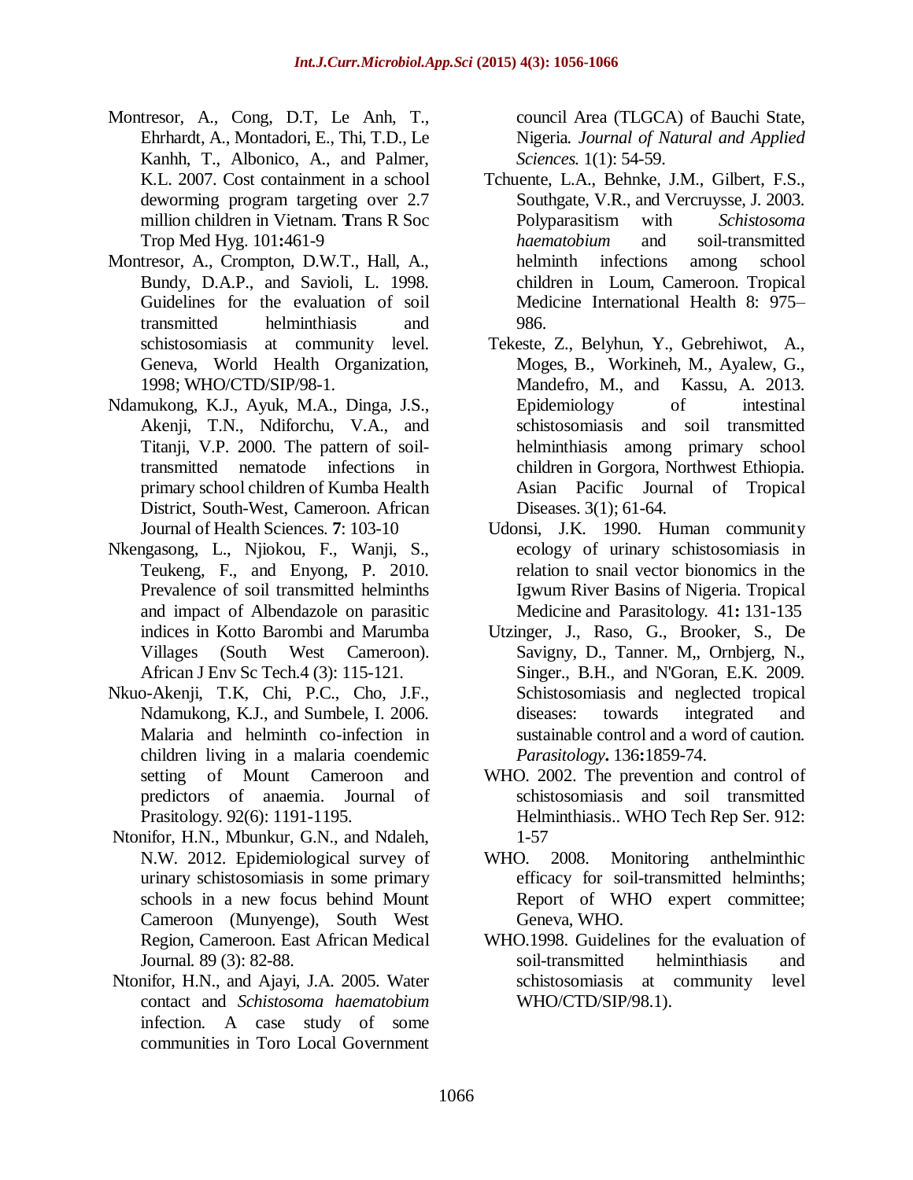Montresor, A., Cong, D.T, Le Anh, T., Ehrhardt, A., Montadori, E., Thi, T.D., Le Kanhh, T., Albonico, A., and Palmer, K.L. 2007. Cost containment in a school deworming program targeting over 2.7 million children in Vietnam. **T**rans R Soc Trop Med Hyg. 101**:**461-9

Montresor, A., Crompton, D.W.T., Hall, A., Bundy, D.A.P., and Savioli, L. 1998. Guidelines for the evaluation of soil transmitted helminthiasis and schistosomiasis at community level. Geneva, World Health Organization, 1998; WHO/CTD/SIP/98-1.

Ndamukong, K.J., Ayuk, M.A., Dinga, J.S., Akenji, T.N., Ndiforchu, V.A., and Titanji, V.P. 2000. The pattern of soil-transmitted nematode infections in primary school children of Kumba Health District, South-West, Cameroon. African Journal of Health Sciences. **7**: 103-10

Nkengasong, L., Njiokou, F., Wanji, S., Teukeng, F., and Enyong, P. 2010. Prevalence of soil transmitted helminths and impact of Albendazole on parasitic indices in Kotto Barombi and Marumba Villages (South West Cameroon). African J Env Sc Tech.4 (3): 115-121.

Nkuo-Akenji, T.K, Chi, P.C., Cho, J.F., Ndamukong, K.J., and Sumbele, I. 2006. Malaria and helminth co-infection in children living in a malaria coendemic setting of Mount Cameroon and predictors of anaemia. Journal of Prasitology. 92(6): 1191-1195.

Ntonifor, H.N., Mbunkur, G.N., and Ndaleh, N.W. 2012. Epidemiological survey of urinary schistosomiasis in some primary schools in a new focus behind Mount Cameroon (Munyenge), South West Region, Cameroon. East African Medical Journal. 89 (3): 82-88.

Ntonifor, H.N., and Ajayi, J.A. 2005. Water contact and *Schistosoma haematobium* infection. A case study of some communities in Toro Local Government council Area (TLGCA) of Bauchi State, Nigeria. *Journal of Natural and Applied Sciences.* 1(1): 54-59.

Tchuente, L.A., Behnke, J.M., Gilbert, F.S., Southgate, V.R., and Vercruysse, J. 2003. Polyparasitism with *Schistosoma haematobium* and soil-transmitted helminth infections among school children in Loum, Cameroon. Tropical Medicine International Health 8: 975–986.

Tekeste, Z., Belyhun, Y., Gebrehiwot, A., Moges, B., Workineh, M., Ayalew, G., Mandefro, M., and Kassu, A. 2013. Epidemiology of intestinal schistosomiasis and soil transmitted helminthiasis among primary school children in Gorgora, Northwest Ethiopia. Asian Pacific Journal of Tropical Diseases. 3(1); 61-64.

Udonsi, J.K. 1990. Human community ecology of urinary schistosomiasis in relation to snail vector bionomics in the Igwum River Basins of Nigeria. Tropical Medicine and Parasitology. 41**:** 131-135

Utzinger, J., Raso, G., Brooker, S., De Savigny, D., Tanner. M,, Ornbjerg, N., Singer., B.H., and N'Goran, E.K. 2009. Schistosomiasis and neglected tropical diseases: towards integrated and sustainable control and a word of caution. *Parasitology***.** 136**:**1859-74.

WHO. 2002. The prevention and control of schistosomiasis and soil transmitted Helminthiasis.. WHO Tech Rep Ser. 912: 1-57

WHO. 2008. Monitoring anthelminthic efficacy for soil-transmitted helminths; Report of WHO expert committee; Geneva, WHO.

WHO.1998. Guidelines for the evaluation of soil-transmitted helminthiasis and schistosomiasis at community level WHO/CTD/SIP/98.1).